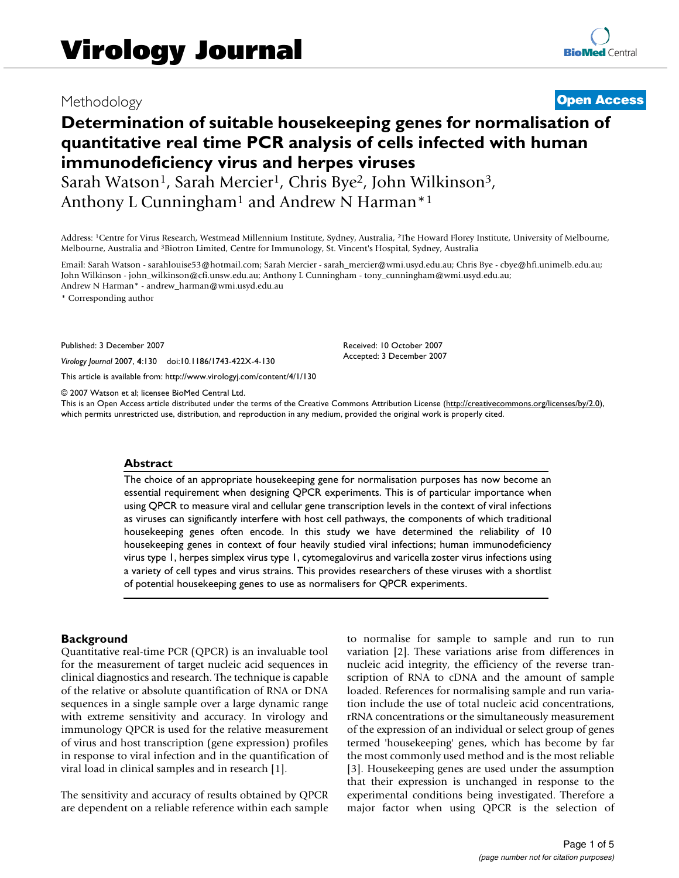# Virology Journal

Methodology

**Open Access**

## Determination of suitable housekeeping genes for normalisation of quantitative real time PCR analysis of cells infected with human immunodeficiency virus and herpes viruses

Sarah Watson[1], Sarah Mercier[1], Chris Bye[2], John Wilkinson[3], Anthony L Cunningham[1] and Andrew N Harman*[1]

Address: [1]Centre for Virus Research, Westmead Millennium Institute, Sydney, Australia, [2]The Howard Florey Institute, University of Melbourne, Melbourne, Australia and [3]Biotron Limited, Centre for Immunology, St. Vincent's Hospital, Sydney, Australia

Email: Sarah Watson - sarahlouise53@hotmail.com; Sarah Mercier - sarah_mercier@wmi.usyd.edu.au; Chris Bye - cbye@hfi.unimelb.edu.au; John Wilkinson - john_wilkinson@cfi.unsw.edu.au; Anthony L Cunningham - tony_cunningham@wmi.usyd.edu.au; Andrew N Harman* - andrew_harman@wmi.usyd.edu.au

* Corresponding author

Published: 3 December 2007

*Virology Journal* 2007, **4**:130 doi:10.1186/1743-422X-4-130

Received: 10 October 2007
Accepted: 3 December 2007

This article is available from: http://www.virologyj.com/content/4/1/130

© 2007 Watson et al; licensee BioMed Central Ltd.
This is an Open Access article distributed under the terms of the Creative Commons Attribution License (http://creativecommons.org/licenses/by/2.0), which permits unrestricted use, distribution, and reproduction in any medium, provided the original work is properly cited.

### Abstract

The choice of an appropriate housekeeping gene for normalisation purposes has now become an essential requirement when designing QPCR experiments. This is of particular importance when using QPCR to measure viral and cellular gene transcription levels in the context of viral infections as viruses can significantly interfere with host cell pathways, the components of which traditional housekeeping genes often encode. In this study we have determined the reliability of 10 housekeeping genes in context of four heavily studied viral infections; human immunodeficiency virus type 1, herpes simplex virus type 1, cytomegalovirus and varicella zoster virus infections using a variety of cell types and virus strains. This provides researchers of these viruses with a shortlist of potential housekeeping genes to use as normalisers for QPCR experiments.

### Background

Quantitative real-time PCR (QPCR) is an invaluable tool for the measurement of target nucleic acid sequences in clinical diagnostics and research. The technique is capable of the relative or absolute quantification of RNA or DNA sequences in a single sample over a large dynamic range with extreme sensitivity and accuracy. In virology and immunology QPCR is used for the relative measurement of virus and host transcription (gene expression) profiles in response to viral infection and in the quantification of viral load in clinical samples and in research [1].

The sensitivity and accuracy of results obtained by QPCR are dependent on a reliable reference within each sample to normalise for sample to sample and run to run variation [2]. These variations arise from differences in nucleic acid integrity, the efficiency of the reverse transcription of RNA to cDNA and the amount of sample loaded. References for normalising sample and run variation include the use of total nucleic acid concentrations, rRNA concentrations or the simultaneously measurement of the expression of an individual or select group of genes termed 'housekeeping' genes, which has become by far the most commonly used method and is the most reliable [3]. Housekeeping genes are used under the assumption that their expression is unchanged in response to the experimental conditions being investigated. Therefore a major factor when using QPCR is the selection of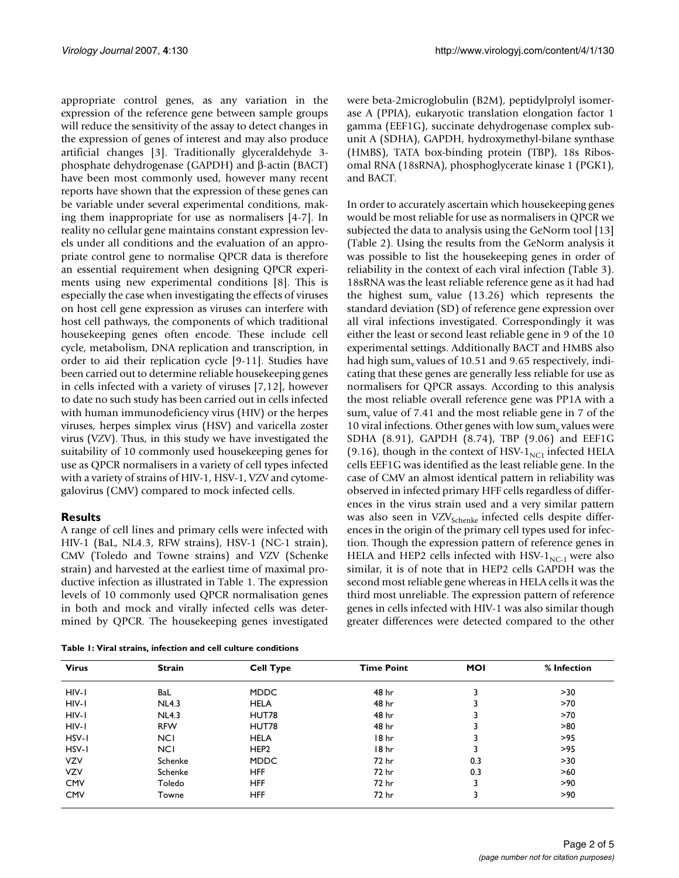appropriate control genes, as any variation in the expression of the reference gene between sample groups will reduce the sensitivity of the assay to detect changes in the expression of genes of interest and may also produce artificial changes [3]. Traditionally glyceraldehyde 3-phosphate dehydrogenase (GAPDH) and β-actin (BACT) have been most commonly used, however many recent reports have shown that the expression of these genes can be variable under several experimental conditions, making them inappropriate for use as normalisers [4-7]. In reality no cellular gene maintains constant expression levels under all conditions and the evaluation of an appropriate control gene to normalise QPCR data is therefore an essential requirement when designing QPCR experiments using new experimental conditions [8]. This is especially the case when investigating the effects of viruses on host cell gene expression as viruses can interfere with host cell pathways, the components of which traditional housekeeping genes often encode. These include cell cycle, metabolism, DNA replication and transcription, in order to aid their replication cycle [9-11]. Studies have been carried out to determine reliable housekeeping genes in cells infected with a variety of viruses [7,12], however to date no such study has been carried out in cells infected with human immunodeficiency virus (HIV) or the herpes viruses, herpes simplex virus (HSV) and varicella zoster virus (VZV). Thus, in this study we have investigated the suitability of 10 commonly used housekeeping genes for use as QPCR normalisers in a variety of cell types infected with a variety of strains of HIV-1, HSV-1, VZV and cytomegalovirus (CMV) compared to mock infected cells.

## Results

A range of cell lines and primary cells were infected with HIV-1 (BaL, NL4.3, RFW strains), HSV-1 (NC-1 strain), CMV (Toledo and Towne strains) and VZV (Schenke strain) and harvested at the earliest time of maximal productive infection as illustrated in Table 1. The expression levels of 10 commonly used QPCR normalisation genes in both and mock and virally infected cells was determined by QPCR. The housekeeping genes investigated were beta-2microglobulin (B2M), peptidylprolyl isomerase A (PPIA), eukaryotic translation elongation factor 1 gamma (EEF1G), succinate dehydrogenase complex subunit A (SDHA), GAPDH, hydroxymethyl-bilane synthase (HMBS), TATA box-binding protein (TBP), 18s Ribosomal RNA (18sRNA), phosphoglycerate kinase 1 (PGK1), and BACT.

In order to accurately ascertain which housekeeping genes would be most reliable for use as normalisers in QPCR we subjected the data to analysis using the GeNorm tool [13] (Table 2). Using the results from the GeNorm analysis it was possible to list the housekeeping genes in order of reliability in the context of each viral infection (Table 3). 18sRNA was the least reliable reference gene as it had had the highest $sum_v$ value (13.26) which represents the standard deviation (SD) of reference gene expression over all viral infections investigated. Correspondingly it was either the least or second least reliable gene in 9 of the 10 experimental settings. Additionally BACT and HMBS also had high $sum_v$ values of 10.51 and 9.65 respectively, indicating that these genes are generally less reliable for use as normalisers for QPCR assays. According to this analysis the most reliable overall reference gene was PP1A with a $sum_v$ value of 7.41 and the most reliable gene in 7 of the 10 viral infections. Other genes with low $sum_v$ values were SDHA (8.91), GAPDH (8.74), TBP (9.06) and EEF1G (9.16), though in the context of HSV-$1_{NC1}$ infected HELA cells EEF1G was identified as the least reliable gene. In the case of CMV an almost identical pattern in reliability was observed in infected primary HFF cells regardless of differences in the virus strain used and a very similar pattern was also seen in $VZV_{Schenke}$ infected cells despite differences in the origin of the primary cell types used for infection. Though the expression pattern of reference genes in HELA and HEP2 cells infected with HSV-$1_{NC-1}$ were also similar, it is of note that in HEP2 cells GAPDH was the second most reliable gene whereas in HELA cells it was the third most unreliable. The expression pattern of reference genes in cells infected with HIV-1 was also similar though greater differences were detected compared to the other

**Table 1: Viral strains, infection and cell culture conditions**

| Virus | Strain | Cell Type | Time Point | MOI | % Infection |
|---|---|---|---|---|---|
| HIV-1 | BaL | MDDC | 48 hr | 3 | >30 |
| HIV-1 | NL4.3 | HELA | 48 hr | 3 | >70 |
| HIV-1 | NL4.3 | HUT78 | 48 hr | 3 | >70 |
| HIV-1 | RFW | HUT78 | 48 hr | 3 | >80 |
| HSV-1 | NC1 | HELA | 18 hr | 3 | >95 |
| HSV-1 | NC1 | HEP2 | 18 hr | 3 | >95 |
| VZV | Schenke | MDDC | 72 hr | 0.3 | >30 |
| VZV | Schenke | HFF | 72 hr | 0.3 | >60 |
| CMV | Toledo | HFF | 72 hr | 3 | >90 |
| CMV | Towne | HFF | 72 hr | 3 | >90 |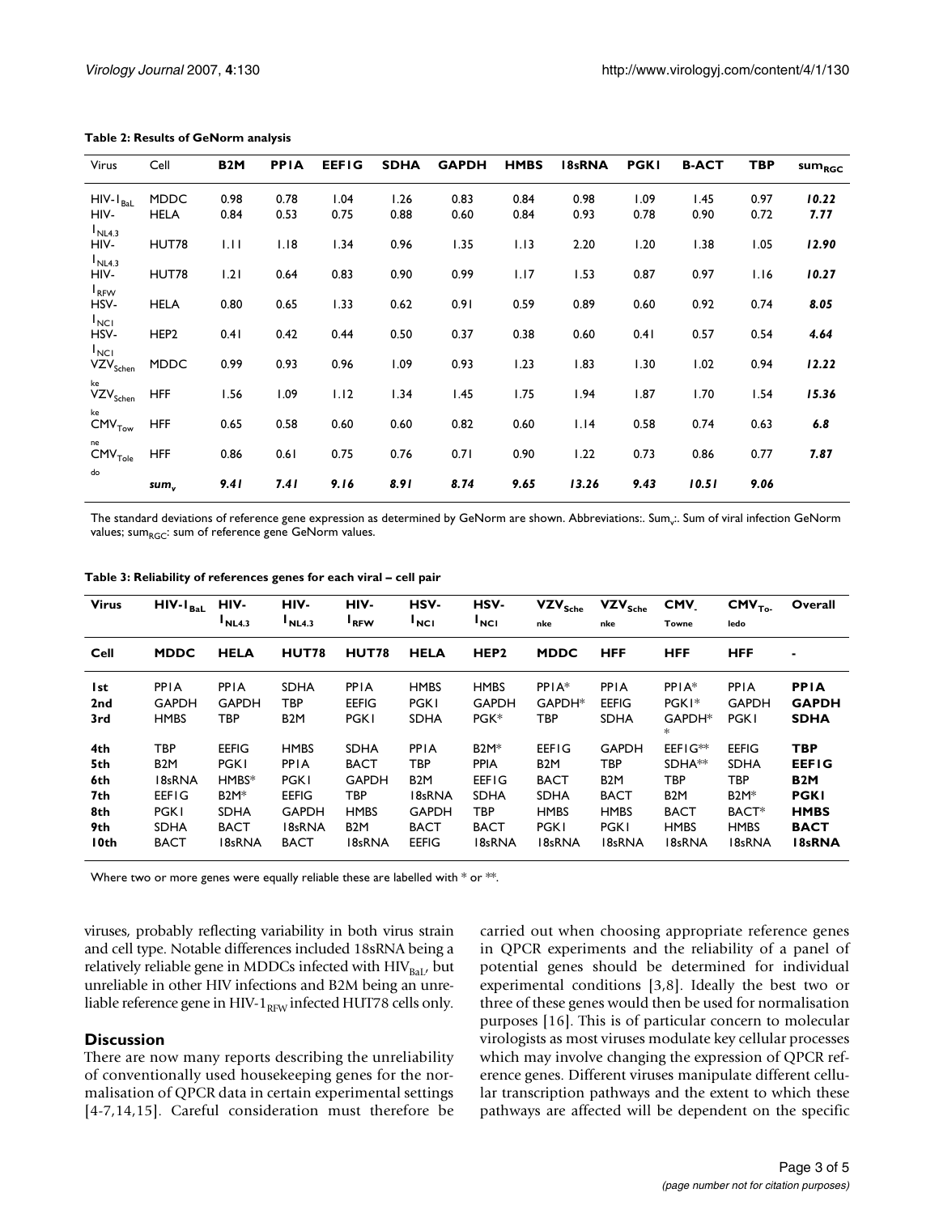**Table 2: Results of GeNorm analysis**

| Virus | Cell | B2M | PPIA | EEF1G | SDHA | GAPDH | HMBS | 18sRNA | PGK1 | B-ACT | TBP | $sum_{RGC}$ |
|---|---|---|---|---|---|---|---|---|---|---|---|---|
| HIV-$1_{BaL}$ | MDDC | 0.98 | 0.78 | 1.04 | 1.26 | 0.83 | 0.84 | 0.98 | 1.09 | 1.45 | 0.97 | *10.22* |
| HIV-$1_{NL4.3}$ | HELA | 0.84 | 0.53 | 0.75 | 0.88 | 0.60 | 0.84 | 0.93 | 0.78 | 0.90 | 0.72 | *7.77* |
| HIV-$1_{NL4.3}$ | HUT78 | 1.11 | 1.18 | 1.34 | 0.96 | 1.35 | 1.13 | 2.20 | 1.20 | 1.38 | 1.05 | *12.90* |
| HIV-$1_{RFW}$ | HUT78 | 1.21 | 0.64 | 0.83 | 0.90 | 0.99 | 1.17 | 1.53 | 0.87 | 0.97 | 1.16 | *10.27* |
| HSV-$1_{NCI}$ | HELA | 0.80 | 0.65 | 1.33 | 0.62 | 0.91 | 0.59 | 0.89 | 0.60 | 0.92 | 0.74 | *8.05* |
| HSV-$1_{NCI}$ | HEP2 | 0.41 | 0.42 | 0.44 | 0.50 | 0.37 | 0.38 | 0.60 | 0.41 | 0.57 | 0.54 | *4.64* |
| $VZV_{Schenke}$ | MDDC | 0.99 | 0.93 | 0.96 | 1.09 | 0.93 | 1.23 | 1.83 | 1.30 | 1.02 | 0.94 | *12.22* |
| $VZV_{Schenke}$ | HFF | 1.56 | 1.09 | 1.12 | 1.34 | 1.45 | 1.75 | 1.94 | 1.87 | 1.70 | 1.54 | *15.36* |
| $CMV_{Towne}$ | HFF | 0.65 | 0.58 | 0.60 | 0.60 | 0.82 | 0.60 | 1.14 | 0.58 | 0.74 | 0.63 | *6.8* |
| $CMV_{Toledo}$ | HFF | 0.86 | 0.61 | 0.75 | 0.76 | 0.71 | 0.90 | 1.22 | 0.73 | 0.86 | 0.77 | *7.87* |
| | *$sum_v$* | *9.41* | *7.41* | *9.16* | *8.91* | *8.74* | *9.65* | *13.26* | *9.43* | *10.51* | *9.06* | |

The standard deviations of reference gene expression as determined by GeNorm are shown. Abbreviations:. $Sum_v$:. Sum of viral infection GeNorm values; $sum_{RGC}$: sum of reference gene GeNorm values.

**Table 3: Reliability of references genes for each viral – cell pair**

| Virus | HIV-$1_{BaL}$ | HIV-$1_{NL4.3}$ | HIV-$1_{NL4.3}$ | HIV-$1_{RFW}$ | HSV-$1_{NCI}$ | HSV-$1_{NCI}$ | $VZV_{Schenke}$ | $VZV_{Schenke}$ | $CMV_{Towne}$ | $CMV_{Toledo}$ | Overall |
|---|---|---|---|---|---|---|---|---|---|---|---|
| **Cell** | **MDDC** | **HELA** | **HUT78** | **HUT78** | **HELA** | **HEP2** | **MDDC** | **HFF** | **HFF** | **HFF** | **-** |
| **1st** | PPIA | PPIA | SDHA | PPIA | HMBS | HMBS | PPIA* | PPIA | PPIA* | PPIA | **PPIA** |
| **2nd** | GAPDH | GAPDH | TBP | EEFIG | PGK1 | GAPDH | GAPDH* | EEFIG | PGK1* | GAPDH | **GAPDH** |
| **3rd** | HMBS | TBP | B2M | PGK1 | SDHA | PGK* | TBP | SDHA | GAPDH** | PGK1 | **SDHA** |
| **4th** | TBP | EEFIG | HMBS | SDHA | PPIA | B2M* | EEF1G | GAPDH | EEF1G** | EEFIG | **TBP** |
| **5th** | B2M | PGK1 | PPIA | BACT | TBP | PPIA | B2M | TBP | SDHA** | SDHA | **EEF1G** |
| **6th** | 18sRNA | HMBS* | PGK1 | GAPDH | B2M | EEF1G | BACT | B2M | TBP | TBP | **B2M** |
| **7th** | EEFIG | B2M* | EEFIG | TBP | 18sRNA | SDHA | SDHA | BACT | B2M | B2M* | **PGK1** |
| **8th** | PGK1 | SDHA | GAPDH | HMBS | GAPDH | TBP | HMBS | HMBS | BACT | BACT* | **HMBS** |
| **9th** | SDHA | BACT | 18sRNA | B2M | BACT | BACT | PGK1 | PGK1 | HMBS | HMBS | **BACT** |
| **10th** | BACT | 18sRNA | BACT | 18sRNA | EEFIG | 18sRNA | 18sRNA | 18sRNA | 18sRNA | 18sRNA | **18sRNA** |

Where two or more genes were equally reliable these are labelled with * or **.

viruses, probably reflecting variability in both virus strain and cell type. Notable differences included 18sRNA being a relatively reliable gene in MDDCs infected with $HIV_{BaL}$, but unreliable in other HIV infections and B2M being an unreliable reference gene in HIV-$1_{RFW}$ infected HUT78 cells only.

## Discussion

There are now many reports describing the unreliability of conventionally used housekeeping genes for the normalisation of QPCR data in certain experimental settings [4-7,14,15]. Careful consideration must therefore be carried out when choosing appropriate reference genes in QPCR experiments and the reliability of a panel of potential genes should be determined for individual experimental conditions [3,8]. Ideally the best two or three of these genes would then be used for normalisation purposes [16]. This is of particular concern to molecular virologists as most viruses modulate key cellular processes which may involve changing the expression of QPCR reference genes. Different viruses manipulate different cellular transcription pathways and the extent to which these pathways are affected will be dependent on the specific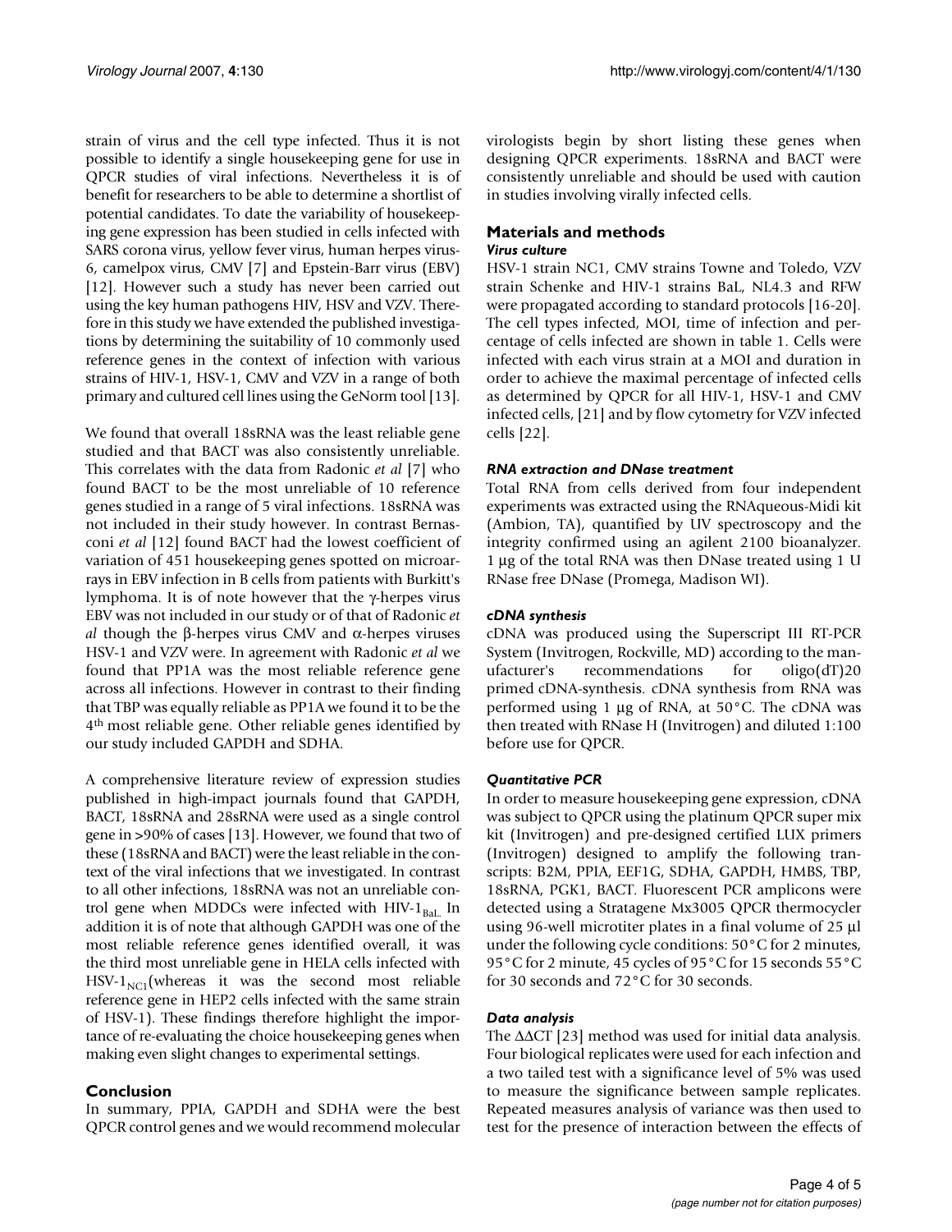strain of virus and the cell type infected. Thus it is not possible to identify a single housekeeping gene for use in QPCR studies of viral infections. Nevertheless it is of benefit for researchers to be able to determine a shortlist of potential candidates. To date the variability of housekeeping gene expression has been studied in cells infected with SARS corona virus, yellow fever virus, human herpes virus-6, camelpox virus, CMV [7] and Epstein-Barr virus (EBV) [12]. However such a study has never been carried out using the key human pathogens HIV, HSV and VZV. Therefore in this study we have extended the published investigations by determining the suitability of 10 commonly used reference genes in the context of infection with various strains of HIV-1, HSV-1, CMV and VZV in a range of both primary and cultured cell lines using the GeNorm tool [13].

We found that overall 18sRNA was the least reliable gene studied and that BACT was also consistently unreliable. This correlates with the data from Radonic *et al* [7] who found BACT to be the most unreliable of 10 reference genes studied in a range of 5 viral infections. 18sRNA was not included in their study however. In contrast Bernasconi *et al* [12] found BACT had the lowest coefficient of variation of 451 housekeeping genes spotted on microarrays in EBV infection in B cells from patients with Burkitt's lymphoma. It is of note however that the γ-herpes virus EBV was not included in our study or of that of Radonic *et al* though the β-herpes virus CMV and α-herpes viruses HSV-1 and VZV were. In agreement with Radonic *et al* we found that PP1A was the most reliable reference gene across all infections. However in contrast to their finding that TBP was equally reliable as PP1A we found it to be the 4th most reliable gene. Other reliable genes identified by our study included GAPDH and SDHA.

A comprehensive literature review of expression studies published in high-impact journals found that GAPDH, BACT, 18sRNA and 28sRNA were used as a single control gene in >90% of cases [13]. However, we found that two of these (18sRNA and BACT) were the least reliable in the context of the viral infections that we investigated. In contrast to all other infections, 18sRNA was not an unreliable control gene when MDDCs were infected with HIV-$1_{BaL}$. In addition it is of note that although GAPDH was one of the most reliable reference genes identified overall, it was the third most unreliable gene in HELA cells infected with HSV-$1_{NC1}$(whereas it was the second most reliable reference gene in HEP2 cells infected with the same strain of HSV-1). These findings therefore highlight the importance of re-evaluating the choice housekeeping genes when making even slight changes to experimental settings.

## Conclusion

In summary, PPIA, GAPDH and SDHA were the best QPCR control genes and we would recommend molecular virologists begin by short listing these genes when designing QPCR experiments. 18sRNA and BACT were consistently unreliable and should be used with caution in studies involving virally infected cells.

## Materials and methods

### *Virus culture*

HSV-1 strain NC1, CMV strains Towne and Toledo, VZV strain Schenke and HIV-1 strains BaL, NL4.3 and RFW were propagated according to standard protocols [16-20]. The cell types infected, MOI, time of infection and percentage of cells infected are shown in table 1. Cells were infected with each virus strain at a MOI and duration in order to achieve the maximal percentage of infected cells as determined by QPCR for all HIV-1, HSV-1 and CMV infected cells, [21] and by flow cytometry for VZV infected cells [22].

### *RNA extraction and DNase treatment*

Total RNA from cells derived from four independent experiments was extracted using the RNAqueous-Midi kit (Ambion, TA), quantified by UV spectroscopy and the integrity confirmed using an agilent 2100 bioanalyzer. 1 μg of the total RNA was then DNase treated using 1 U RNase free DNase (Promega, Madison WI).

### *cDNA synthesis*

cDNA was produced using the Superscript III RT-PCR System (Invitrogen, Rockville, MD) according to the manufacturer's recommendations for oligo(dT)20 primed cDNA-synthesis. cDNA synthesis from RNA was performed using 1 μg of RNA, at 50°C. The cDNA was then treated with RNase H (Invitrogen) and diluted 1:100 before use for QPCR.

### *Quantitative PCR*

In order to measure housekeeping gene expression, cDNA was subject to QPCR using the platinum QPCR super mix kit (Invitrogen) and pre-designed certified LUX primers (Invitrogen) designed to amplify the following transcripts: B2M, PPIA, EEF1G, SDHA, GAPDH, HMBS, TBP, 18sRNA, PGK1, BACT. Fluorescent PCR amplicons were detected using a Stratagene Mx3005 QPCR thermocycler using 96-well microtiter plates in a final volume of 25 μl under the following cycle conditions: 50°C for 2 minutes, 95°C for 2 minute, 45 cycles of 95°C for 15 seconds 55°C for 30 seconds and 72°C for 30 seconds.

### *Data analysis*

The ΔΔCT [23] method was used for initial data analysis. Four biological replicates were used for each infection and a two tailed test with a significance level of 5% was used to measure the significance between sample replicates. Repeated measures analysis of variance was then used to test for the presence of interaction between the effects of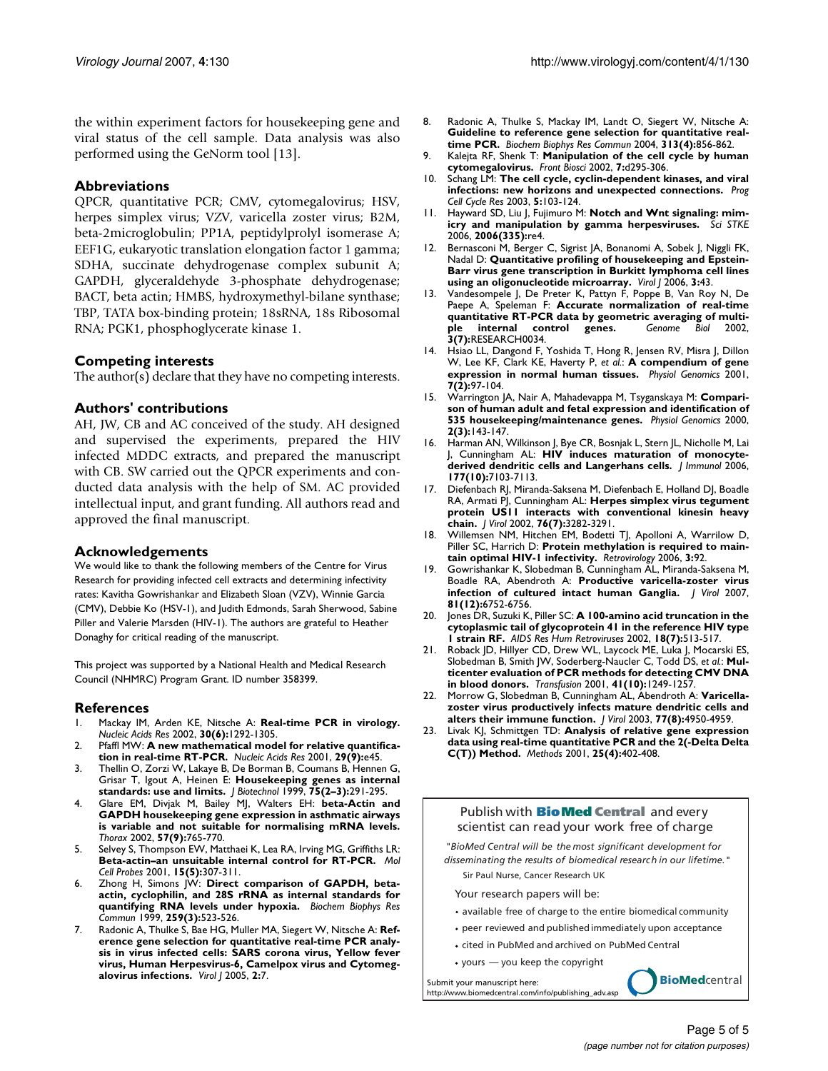the within experiment factors for housekeeping gene and viral status of the cell sample. Data analysis was also performed using the GeNorm tool [13].

## Abbreviations

QPCR, quantitative PCR; CMV, cytomegalovirus; HSV, herpes simplex virus; VZV, varicella zoster virus; B2M, beta-2microglobulin; PP1A, peptidylprolyl isomerase A; EEF1G, eukaryotic translation elongation factor 1 gamma; SDHA, succinate dehydrogenase complex subunit A; GAPDH, glyceraldehyde 3-phosphate dehydrogenase; BACT, beta actin; HMBS, hydroxymethyl-bilane synthase; TBP, TATA box-binding protein; 18sRNA, 18s Ribosomal RNA; PGK1, phosphoglycerate kinase 1.

## Competing interests

The author(s) declare that they have no competing interests.

## Authors' contributions

AH, JW, CB and AC conceived of the study. AH designed and supervised the experiments, prepared the HIV infected MDDC extracts, and prepared the manuscript with CB. SW carried out the QPCR experiments and conducted data analysis with the help of SM. AC provided intellectual input, and grant funding. All authors read and approved the final manuscript.

## Acknowledgements

We would like to thank the following members of the Centre for Virus Research for providing infected cell extracts and determining infectivity rates: Kavitha Gowrishankar and Elizabeth Sloan (VZV), Winnie Garcia (CMV), Debbie Ko (HSV-1), and Judith Edmonds, Sarah Sherwood, Sabine Piller and Valerie Marsden (HIV-1). The authors are grateful to Heather Donaghy for critical reading of the manuscript.

This project was supported by a National Health and Medical Research Council (NHMRC) Program Grant. ID number 358399.

## References

1. Mackay IM, Arden KE, Nitsche A: **Real-time PCR in virology.** *Nucleic Acids Res* 2002, **30(6):**1292-1305.
2. Pfaffl MW: **A new mathematical model for relative quantification in real-time RT-PCR.** *Nucleic Acids Res* 2001, **29(9):**e45.
3. Thellin O, Zorzi W, Lakaye B, De Borman B, Coumans B, Hennen G, Grisar T, Igout A, Heinen E: **Housekeeping genes as internal standards: use and limits.** *J Biotechnol* 1999, **75(2–3):**291-295.
4. Glare EM, Divjak M, Bailey MJ, Walters EH: **beta-Actin and GAPDH housekeeping gene expression in asthmatic airways is variable and not suitable for normalising mRNA levels.** *Thorax* 2002, **57(9):**765-770.
5. Selvey S, Thompson EW, Matthaei K, Lea RA, Irving MG, Griffiths LR: **Beta-actin–an unsuitable internal control for RT-PCR.** *Mol Cell Probes* 2001, **15(5):**307-311.
6. Zhong H, Simons JW: **Direct comparison of GAPDH, beta-actin, cyclophilin, and 28S rRNA as internal standards for quantifying RNA levels under hypoxia.** *Biochem Biophys Res Commun* 1999, **259(3):**523-526.
7. Radonic A, Thulke S, Bae HG, Muller MA, Siegert W, Nitsche A: **Reference gene selection for quantitative real-time PCR analysis in virus infected cells: SARS corona virus, Yellow fever virus, Human Herpesvirus-6, Camelpox virus and Cytomegalovirus infections.** *Virol J* 2005, **2:**7.
8. Radonic A, Thulke S, Mackay IM, Landt O, Siegert W, Nitsche A: **Guideline to reference gene selection for quantitative real-time PCR.** *Biochem Biophys Res Commun* 2004, **313(4):**856-862.
9. Kalejta RF, Shenk T: **Manipulation of the cell cycle by human cytomegalovirus.** *Front Biosci* 2002, **7:**d295-306.
10. Schang LM: **The cell cycle, cyclin-dependent kinases, and viral infections: new horizons and unexpected connections.** *Prog Cell Cycle Res* 2003, **5:**103-124.
11. Hayward SD, Liu J, Fujimuro M: **Notch and Wnt signaling: mimicry and manipulation by gamma herpesviruses.** *Sci STKE* 2006, **2006(335):**re4.
12. Bernasconi M, Berger C, Sigrist JA, Bonanomi A, Sobek J, Niggli FK, Nadal D: **Quantitative profiling of housekeeping and Epstein-Barr virus gene transcription in Burkitt lymphoma cell lines using an oligonucleotide microarray.** *Virol J* 2006, **3:**43.
13. Vandesompele J, De Preter K, Pattyn F, Poppe B, Van Roy N, De Paepe A, Speleman F: **Accurate normalization of real-time quantitative RT-PCR data by geometric averaging of multiple internal control genes.** *Genome Biol* 2002, **3(7):**RESEARCH0034.
14. Hsiao LL, Dangond F, Yoshida T, Hong R, Jensen RV, Misra J, Dillon W, Lee KF, Clark KE, Haverty P, *et al.*: **A compendium of gene expression in normal human tissues.** *Physiol Genomics* 2001, **7(2):**97-104.
15. Warrington JA, Nair A, Mahadevappa M, Tsyganskaya M: **Comparison of human adult and fetal expression and identification of 535 housekeeping/maintenance genes.** *Physiol Genomics* 2000, **2(3):**143-147.
16. Harman AN, Wilkinson J, Bye CR, Bosnjak L, Stern JL, Nicholle M, Lai J, Cunningham AL: **HIV induces maturation of monocyte-derived dendritic cells and Langerhans cells.** *J Immunol* 2006, **177(10):**7103-7113.
17. Diefenbach RJ, Miranda-Saksena M, Diefenbach E, Holland DJ, Boadle RA, Armati PJ, Cunningham AL: **Herpes simplex virus tegument protein US11 interacts with conventional kinesin heavy chain.** *J Virol* 2002, **76(7):**3282-3291.
18. Willemsen NM, Hitchen EM, Bodetti TJ, Apolloni A, Warrilow D, Piller SC, Harrich D: **Protein methylation is required to maintain optimal HIV-1 infectivity.** *Retrovirology* 2006, **3:**92.
19. Gowrishankar K, Slobedman B, Cunningham AL, Miranda-Saksena M, Boadle RA, Abendroth A: **Productive varicella-zoster virus infection of cultured intact human Ganglia.** *J Virol* 2007, **81(12):**6752-6756.
20. Jones DR, Suzuki K, Piller SC: **A 100-amino acid truncation in the cytoplasmic tail of glycoprotein 41 in the reference HIV type 1 strain RF.** *AIDS Res Hum Retroviruses* 2002, **18(7):**513-517.
21. Roback JD, Hillyer CD, Drew WL, Laycock ME, Luka J, Mocarski ES, Slobedman B, Smith JW, Soderberg-Naucler C, Todd DS, *et al.*: **Multicenter evaluation of PCR methods for detecting CMV DNA in blood donors.** *Transfusion* 2001, **41(10):**1249-1257.
22. Morrow G, Slobedman B, Cunningham AL, Abendroth A: **Varicella-zoster virus productively infects mature dendritic cells and alters their immune function.** *J Virol* 2003, **77(8):**4950-4959.
23. Livak KJ, Schmittgen TD: **Analysis of relative gene expression data using real-time quantitative PCR and the 2(-Delta Delta C(T)) Method.** *Methods* 2001, **25(4):**402-408.

Publish with **BioMed Central** and every scientist can read your work free of charge

"*BioMed Central will be the most significant development for disseminating the results of biomedical research in our lifetime.*"
Sir Paul Nurse, Cancer Research UK

Your research papers will be:

- available free of charge to the entire biomedical community
- peer reviewed and published immediately upon acceptance
- cited in PubMed and archived on PubMed Central
- yours — you keep the copyright

Submit your manuscript here:
http://www.biomedcentral.com/info/publishing_adv.asp

BioMedcentral